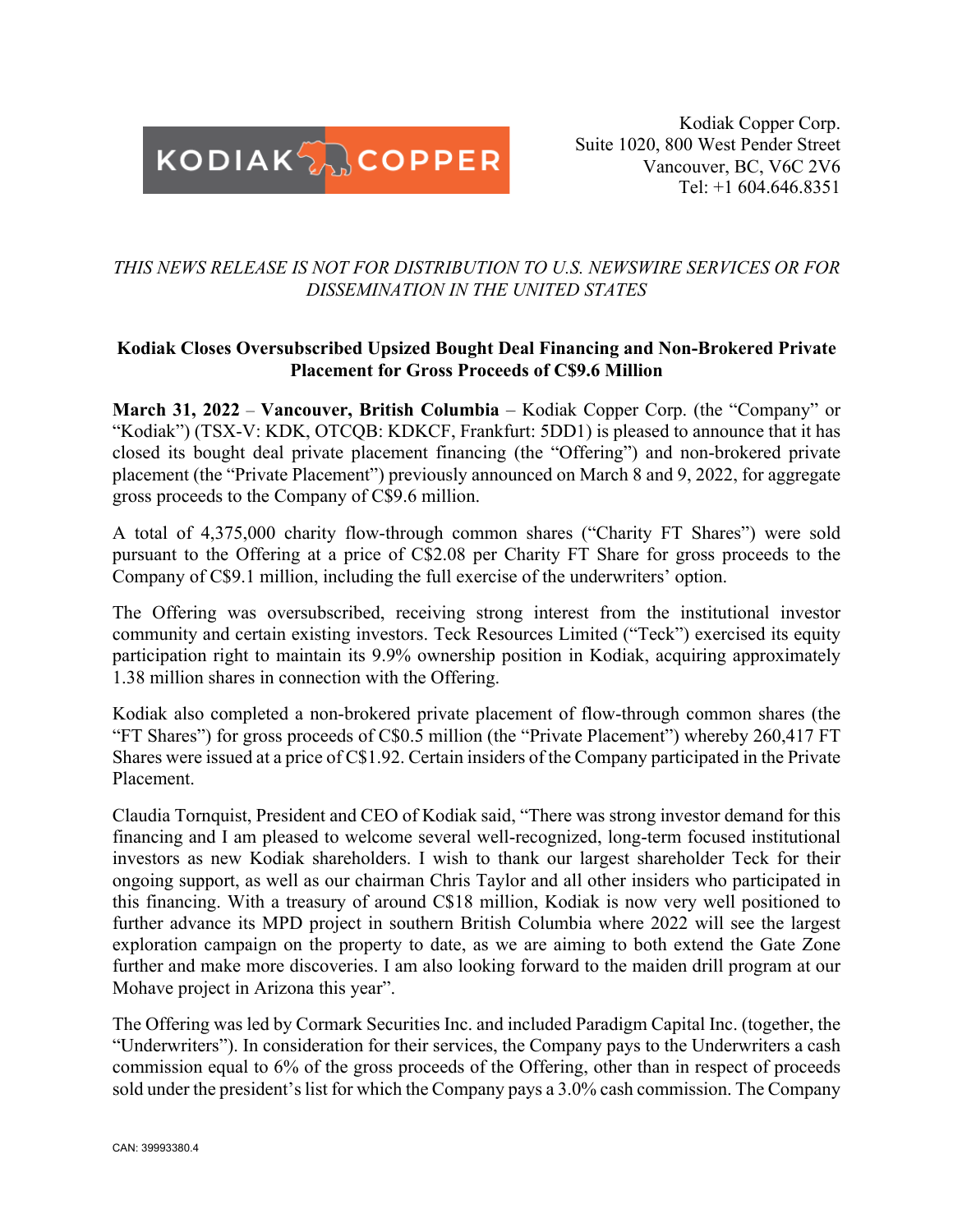Kodiak Copper Corp.
Suite 1020, 800 West Pender Street
Vancouver, BC, V6C 2V6
Tel: +1 604.646.8351

*THIS NEWS RELEASE IS NOT FOR DISTRIBUTION TO U.S. NEWSWIRE SERVICES OR FOR DISSEMINATION IN THE UNITED STATES*

**Kodiak Closes Oversubscribed Upsized Bought Deal Financing and Non-Brokered Private Placement for Gross Proceeds of C$9.6 Million**

**March 31, 2022** – **Vancouver, British Columbia** – Kodiak Copper Corp. (the "Company" or "Kodiak") (TSX-V: KDK, OTCQB: KDKCF, Frankfurt: 5DD1) is pleased to announce that it has closed its bought deal private placement financing (the "Offering") and non-brokered private placement (the "Private Placement") previously announced on March 8 and 9, 2022, for aggregate gross proceeds to the Company of C$9.6 million.

A total of 4,375,000 charity flow-through common shares ("Charity FT Shares") were sold pursuant to the Offering at a price of C$2.08 per Charity FT Share for gross proceeds to the Company of C$9.1 million, including the full exercise of the underwriters' option.

The Offering was oversubscribed, receiving strong interest from the institutional investor community and certain existing investors. Teck Resources Limited ("Teck") exercised its equity participation right to maintain its 9.9% ownership position in Kodiak, acquiring approximately 1.38 million shares in connection with the Offering.

Kodiak also completed a non-brokered private placement of flow-through common shares (the "FT Shares") for gross proceeds of C$0.5 million (the "Private Placement") whereby 260,417 FT Shares were issued at a price of C$1.92. Certain insiders of the Company participated in the Private Placement.

Claudia Tornquist, President and CEO of Kodiak said, "There was strong investor demand for this financing and I am pleased to welcome several well-recognized, long-term focused institutional investors as new Kodiak shareholders. I wish to thank our largest shareholder Teck for their ongoing support, as well as our chairman Chris Taylor and all other insiders who participated in this financing. With a treasury of around C$18 million, Kodiak is now very well positioned to further advance its MPD project in southern British Columbia where 2022 will see the largest exploration campaign on the property to date, as we are aiming to both extend the Gate Zone further and make more discoveries. I am also looking forward to the maiden drill program at our Mohave project in Arizona this year".

The Offering was led by Cormark Securities Inc. and included Paradigm Capital Inc. (together, the "Underwriters"). In consideration for their services, the Company pays to the Underwriters a cash commission equal to 6% of the gross proceeds of the Offering, other than in respect of proceeds sold under the president's list for which the Company pays a 3.0% cash commission. The Company

CAN: 39993380.4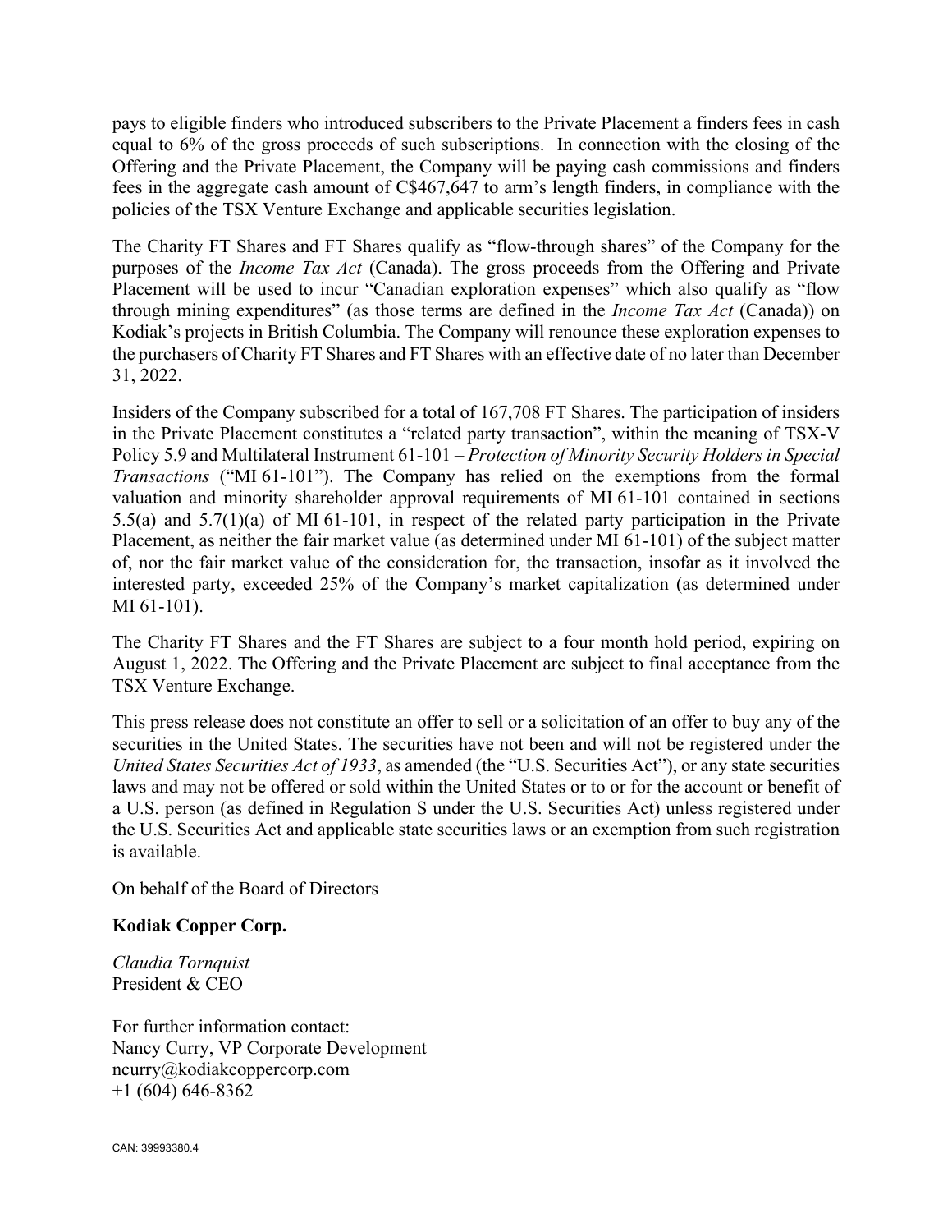pays to eligible finders who introduced subscribers to the Private Placement a finders fees in cash equal to 6% of the gross proceeds of such subscriptions. In connection with the closing of the Offering and the Private Placement, the Company will be paying cash commissions and finders fees in the aggregate cash amount of C$467,647 to arm's length finders, in compliance with the policies of the TSX Venture Exchange and applicable securities legislation.

The Charity FT Shares and FT Shares qualify as "flow-through shares" of the Company for the purposes of the *Income Tax Act* (Canada). The gross proceeds from the Offering and Private Placement will be used to incur "Canadian exploration expenses" which also qualify as "flow through mining expenditures" (as those terms are defined in the *Income Tax Act* (Canada)) on Kodiak's projects in British Columbia. The Company will renounce these exploration expenses to the purchasers of Charity FT Shares and FT Shares with an effective date of no later than December 31, 2022.

Insiders of the Company subscribed for a total of 167,708 FT Shares. The participation of insiders in the Private Placement constitutes a "related party transaction", within the meaning of TSX-V Policy 5.9 and Multilateral Instrument 61-101 – *Protection of Minority Security Holders in Special Transactions* ("MI 61-101"). The Company has relied on the exemptions from the formal valuation and minority shareholder approval requirements of MI 61-101 contained in sections 5.5(a) and 5.7(1)(a) of MI 61-101, in respect of the related party participation in the Private Placement, as neither the fair market value (as determined under MI 61-101) of the subject matter of, nor the fair market value of the consideration for, the transaction, insofar as it involved the interested party, exceeded 25% of the Company's market capitalization (as determined under MI 61-101).

The Charity FT Shares and the FT Shares are subject to a four month hold period, expiring on August 1, 2022. The Offering and the Private Placement are subject to final acceptance from the TSX Venture Exchange.

This press release does not constitute an offer to sell or a solicitation of an offer to buy any of the securities in the United States. The securities have not been and will not be registered under the *United States Securities Act of 1933*, as amended (the "U.S. Securities Act"), or any state securities laws and may not be offered or sold within the United States or to or for the account or benefit of a U.S. person (as defined in Regulation S under the U.S. Securities Act) unless registered under the U.S. Securities Act and applicable state securities laws or an exemption from such registration is available.

On behalf of the Board of Directors

**Kodiak Copper Corp.**

*Claudia Tornquist*
President & CEO

For further information contact:
Nancy Curry, VP Corporate Development
ncurry@kodiakcoppercorp.com
+1 (604) 646-8362

CAN: 39993380.4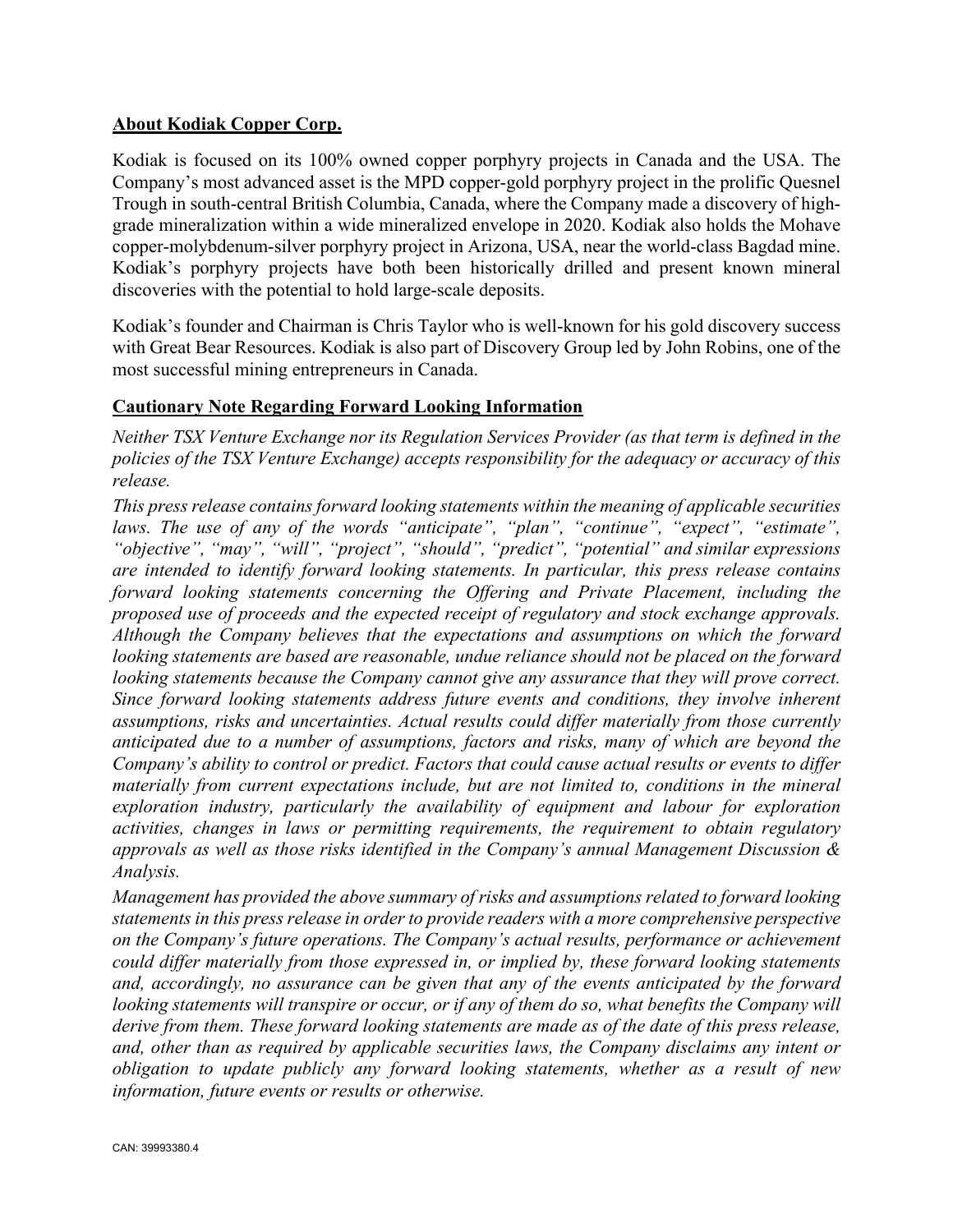## About Kodiak Copper Corp.

Kodiak is focused on its 100% owned copper porphyry projects in Canada and the USA. The Company's most advanced asset is the MPD copper-gold porphyry project in the prolific Quesnel Trough in south-central British Columbia, Canada, where the Company made a discovery of high-grade mineralization within a wide mineralized envelope in 2020. Kodiak also holds the Mohave copper-molybdenum-silver porphyry project in Arizona, USA, near the world-class Bagdad mine. Kodiak's porphyry projects have both been historically drilled and present known mineral discoveries with the potential to hold large-scale deposits.

Kodiak's founder and Chairman is Chris Taylor who is well-known for his gold discovery success with Great Bear Resources. Kodiak is also part of Discovery Group led by John Robins, one of the most successful mining entrepreneurs in Canada.

## Cautionary Note Regarding Forward Looking Information

*Neither TSX Venture Exchange nor its Regulation Services Provider (as that term is defined in the policies of the TSX Venture Exchange) accepts responsibility for the adequacy or accuracy of this release.*

*This press release contains forward looking statements within the meaning of applicable securities laws. The use of any of the words "anticipate", "plan", "continue", "expect", "estimate", "objective", "may", "will", "project", "should", "predict", "potential" and similar expressions are intended to identify forward looking statements. In particular, this press release contains forward looking statements concerning the Offering and Private Placement, including the proposed use of proceeds and the expected receipt of regulatory and stock exchange approvals. Although the Company believes that the expectations and assumptions on which the forward looking statements are based are reasonable, undue reliance should not be placed on the forward looking statements because the Company cannot give any assurance that they will prove correct. Since forward looking statements address future events and conditions, they involve inherent assumptions, risks and uncertainties. Actual results could differ materially from those currently anticipated due to a number of assumptions, factors and risks, many of which are beyond the Company's ability to control or predict. Factors that could cause actual results or events to differ materially from current expectations include, but are not limited to, conditions in the mineral exploration industry, particularly the availability of equipment and labour for exploration activities, changes in laws or permitting requirements, the requirement to obtain regulatory approvals as well as those risks identified in the Company's annual Management Discussion & Analysis.*

*Management has provided the above summary of risks and assumptions related to forward looking statements in this press release in order to provide readers with a more comprehensive perspective on the Company's future operations. The Company's actual results, performance or achievement could differ materially from those expressed in, or implied by, these forward looking statements and, accordingly, no assurance can be given that any of the events anticipated by the forward looking statements will transpire or occur, or if any of them do so, what benefits the Company will derive from them. These forward looking statements are made as of the date of this press release, and, other than as required by applicable securities laws, the Company disclaims any intent or obligation to update publicly any forward looking statements, whether as a result of new information, future events or results or otherwise.*

CAN: 39993380.4